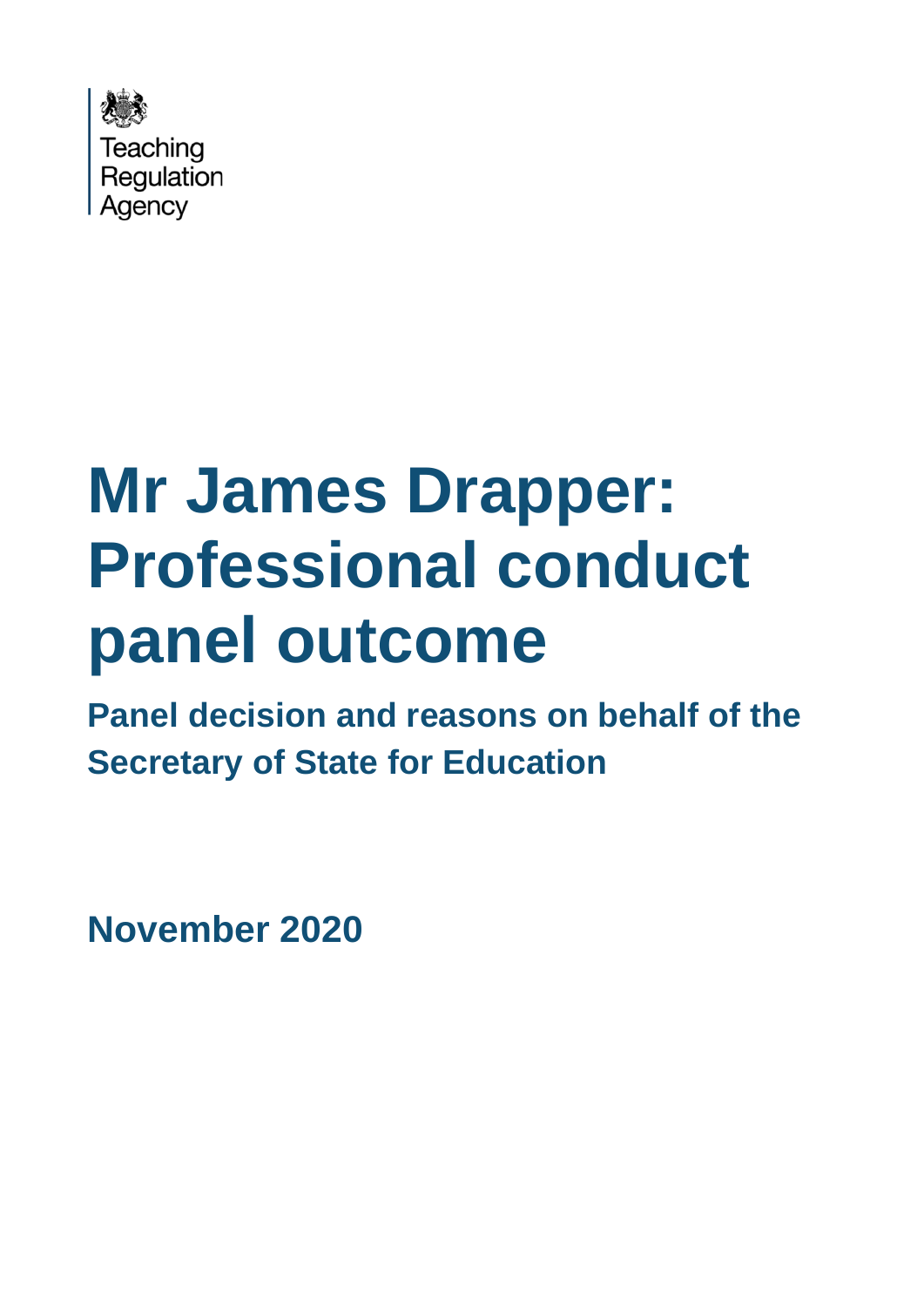Teaching Regulation Agency

# Mr James Drapper: Professional conduct panel outcome

**Panel decision and reasons on behalf of the Secretary of State for Education**

**November 2020**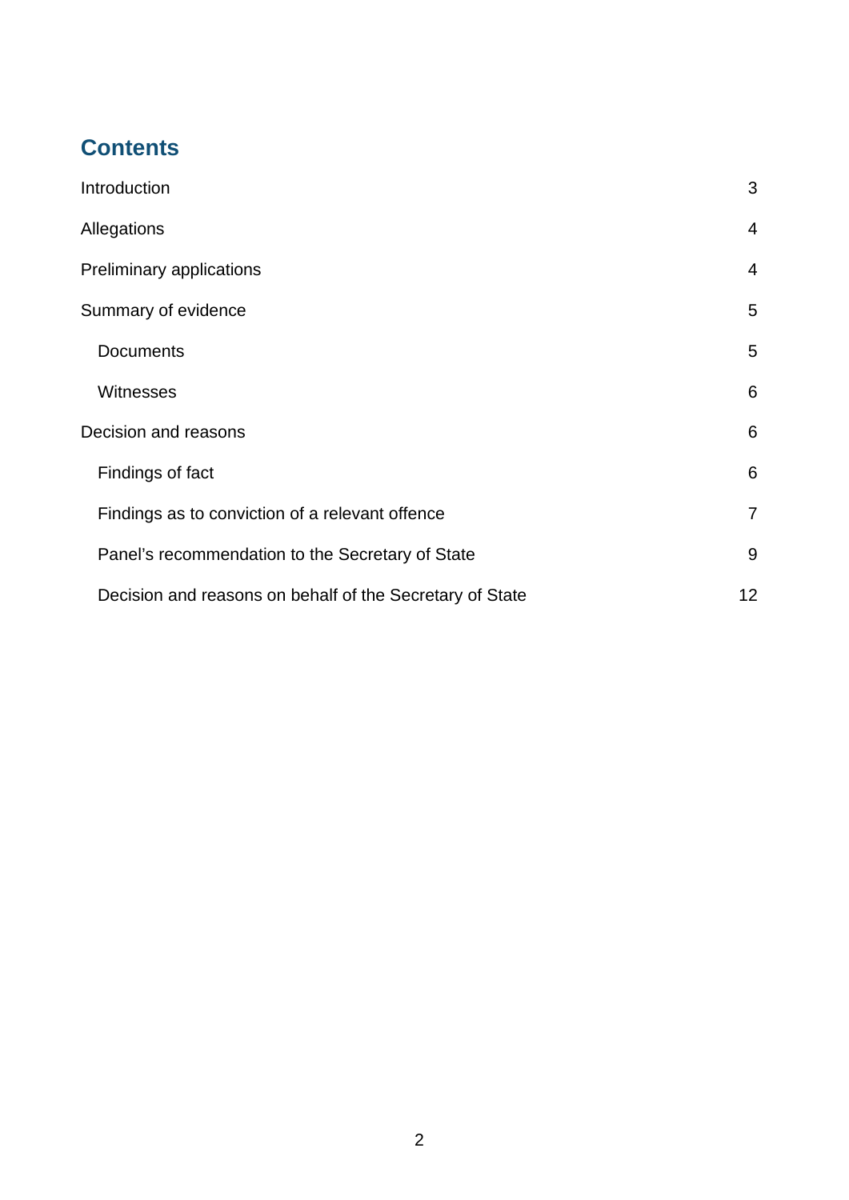## Contents

| | |
|---|---|
| Introduction | 3 |
| Allegations | 4 |
| Preliminary applications | 4 |
| Summary of evidence | 5 |
| Documents | 5 |
| Witnesses | 6 |
| Decision and reasons | 6 |
| Findings of fact | 6 |
| Findings as to conviction of a relevant offence | 7 |
| Panel's recommendation to the Secretary of State | 9 |
| Decision and reasons on behalf of the Secretary of State | 12 |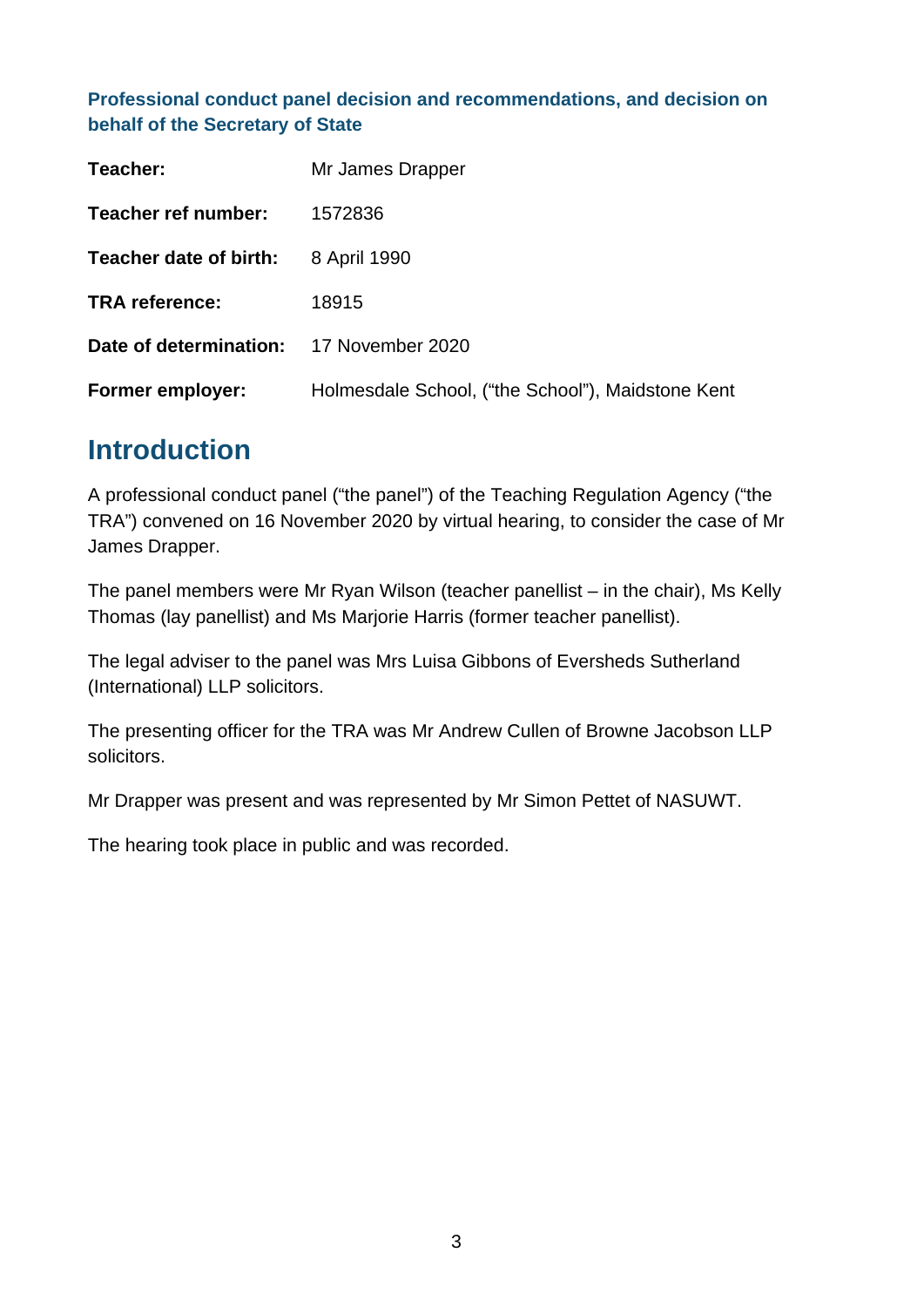**Professional conduct panel decision and recommendations, and decision on behalf of the Secretary of State**

| | |
|---|---|
| **Teacher:** | Mr James Drapper |
| **Teacher ref number:** | 1572836 |
| **Teacher date of birth:** | 8 April 1990 |
| **TRA reference:** | 18915 |
| **Date of determination:** | 17 November 2020 |
| **Former employer:** | Holmesdale School, ("the School"), Maidstone Kent |

# Introduction

A professional conduct panel ("the panel") of the Teaching Regulation Agency ("the TRA") convened on 16 November 2020 by virtual hearing, to consider the case of Mr James Drapper.

The panel members were Mr Ryan Wilson (teacher panellist – in the chair), Ms Kelly Thomas (lay panellist) and Ms Marjorie Harris (former teacher panellist).

The legal adviser to the panel was Mrs Luisa Gibbons of Eversheds Sutherland (International) LLP solicitors.

The presenting officer for the TRA was Mr Andrew Cullen of Browne Jacobson LLP solicitors.

Mr Drapper was present and was represented by Mr Simon Pettet of NASUWT.

The hearing took place in public and was recorded.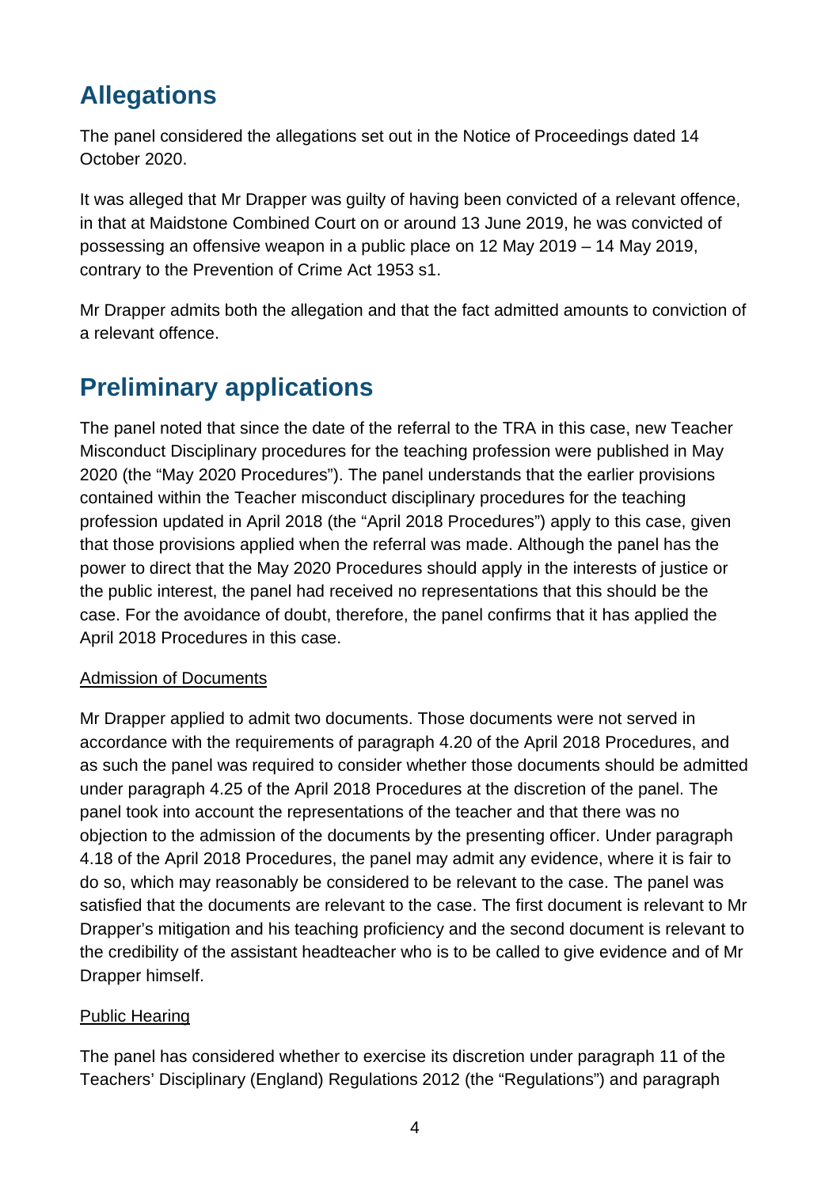# Allegations

The panel considered the allegations set out in the Notice of Proceedings dated 14 October 2020.

It was alleged that Mr Drapper was guilty of having been convicted of a relevant offence, in that at Maidstone Combined Court on or around 13 June 2019, he was convicted of possessing an offensive weapon in a public place on 12 May 2019 – 14 May 2019, contrary to the Prevention of Crime Act 1953 s1.

Mr Drapper admits both the allegation and that the fact admitted amounts to conviction of a relevant offence.

# Preliminary applications

The panel noted that since the date of the referral to the TRA in this case, new Teacher Misconduct Disciplinary procedures for the teaching profession were published in May 2020 (the "May 2020 Procedures"). The panel understands that the earlier provisions contained within the Teacher misconduct disciplinary procedures for the teaching profession updated in April 2018 (the "April 2018 Procedures") apply to this case, given that those provisions applied when the referral was made. Although the panel has the power to direct that the May 2020 Procedures should apply in the interests of justice or the public interest, the panel had received no representations that this should be the case. For the avoidance of doubt, therefore, the panel confirms that it has applied the April 2018 Procedures in this case.

<u>Admission of Documents</u>

Mr Drapper applied to admit two documents. Those documents were not served in accordance with the requirements of paragraph 4.20 of the April 2018 Procedures, and as such the panel was required to consider whether those documents should be admitted under paragraph 4.25 of the April 2018 Procedures at the discretion of the panel. The panel took into account the representations of the teacher and that there was no objection to the admission of the documents by the presenting officer. Under paragraph 4.18 of the April 2018 Procedures, the panel may admit any evidence, where it is fair to do so, which may reasonably be considered to be relevant to the case. The panel was satisfied that the documents are relevant to the case. The first document is relevant to Mr Drapper's mitigation and his teaching proficiency and the second document is relevant to the credibility of the assistant headteacher who is to be called to give evidence and of Mr Drapper himself.

<u>Public Hearing</u>

The panel has considered whether to exercise its discretion under paragraph 11 of the Teachers' Disciplinary (England) Regulations 2012 (the "Regulations") and paragraph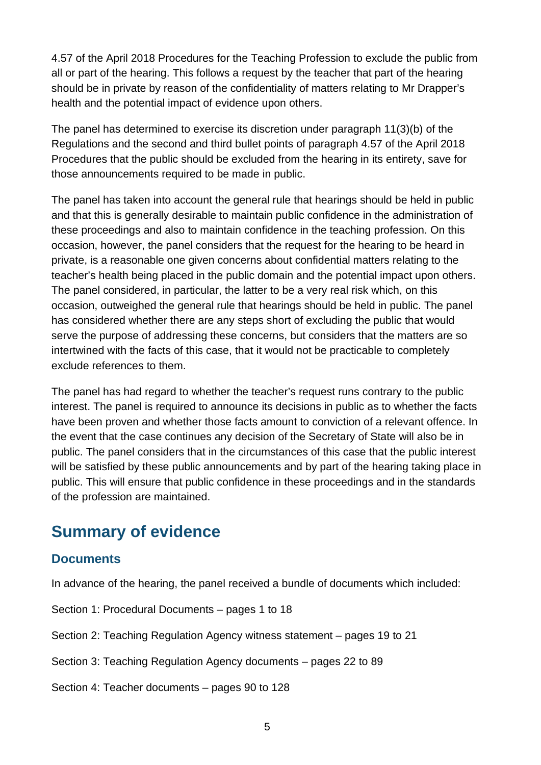4.57 of the April 2018 Procedures for the Teaching Profession to exclude the public from all or part of the hearing. This follows a request by the teacher that part of the hearing should be in private by reason of the confidentiality of matters relating to Mr Drapper's health and the potential impact of evidence upon others.

The panel has determined to exercise its discretion under paragraph 11(3)(b) of the Regulations and the second and third bullet points of paragraph 4.57 of the April 2018 Procedures that the public should be excluded from the hearing in its entirety, save for those announcements required to be made in public.

The panel has taken into account the general rule that hearings should be held in public and that this is generally desirable to maintain public confidence in the administration of these proceedings and also to maintain confidence in the teaching profession. On this occasion, however, the panel considers that the request for the hearing to be heard in private, is a reasonable one given concerns about confidential matters relating to the teacher's health being placed in the public domain and the potential impact upon others. The panel considered, in particular, the latter to be a very real risk which, on this occasion, outweighed the general rule that hearings should be held in public. The panel has considered whether there are any steps short of excluding the public that would serve the purpose of addressing these concerns, but considers that the matters are so intertwined with the facts of this case, that it would not be practicable to completely exclude references to them.

The panel has had regard to whether the teacher's request runs contrary to the public interest. The panel is required to announce its decisions in public as to whether the facts have been proven and whether those facts amount to conviction of a relevant offence. In the event that the case continues any decision of the Secretary of State will also be in public. The panel considers that in the circumstances of this case that the public interest will be satisfied by these public announcements and by part of the hearing taking place in public. This will ensure that public confidence in these proceedings and in the standards of the profession are maintained.

## Summary of evidence

### Documents

In advance of the hearing, the panel received a bundle of documents which included:

Section 1: Procedural Documents – pages 1 to 18

Section 2: Teaching Regulation Agency witness statement – pages 19 to 21

Section 3: Teaching Regulation Agency documents – pages 22 to 89

Section 4: Teacher documents – pages 90 to 128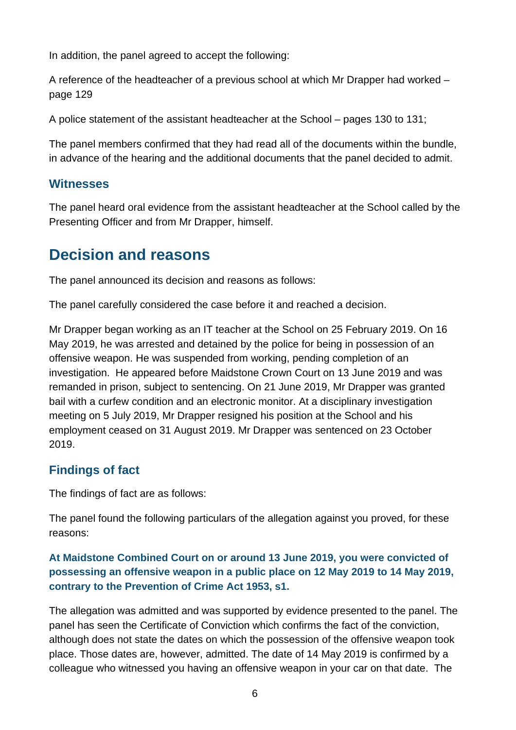In addition, the panel agreed to accept the following:

A reference of the headteacher of a previous school at which Mr Drapper had worked – page 129

A police statement of the assistant headteacher at the School – pages 130 to 131;

The panel members confirmed that they had read all of the documents within the bundle, in advance of the hearing and the additional documents that the panel decided to admit.

### Witnesses

The panel heard oral evidence from the assistant headteacher at the School called by the Presenting Officer and from Mr Drapper, himself.

## Decision and reasons

The panel announced its decision and reasons as follows:

The panel carefully considered the case before it and reached a decision.

Mr Drapper began working as an IT teacher at the School on 25 February 2019. On 16 May 2019, he was arrested and detained by the police for being in possession of an offensive weapon. He was suspended from working, pending completion of an investigation. He appeared before Maidstone Crown Court on 13 June 2019 and was remanded in prison, subject to sentencing. On 21 June 2019, Mr Drapper was granted bail with a curfew condition and an electronic monitor. At a disciplinary investigation meeting on 5 July 2019, Mr Drapper resigned his position at the School and his employment ceased on 31 August 2019. Mr Drapper was sentenced on 23 October 2019.

### Findings of fact

The findings of fact are as follows:

The panel found the following particulars of the allegation against you proved, for these reasons:

**At Maidstone Combined Court on or around 13 June 2019, you were convicted of possessing an offensive weapon in a public place on 12 May 2019 to 14 May 2019, contrary to the Prevention of Crime Act 1953, s1.**

The allegation was admitted and was supported by evidence presented to the panel. The panel has seen the Certificate of Conviction which confirms the fact of the conviction, although does not state the dates on which the possession of the offensive weapon took place. Those dates are, however, admitted. The date of 14 May 2019 is confirmed by a colleague who witnessed you having an offensive weapon in your car on that date. The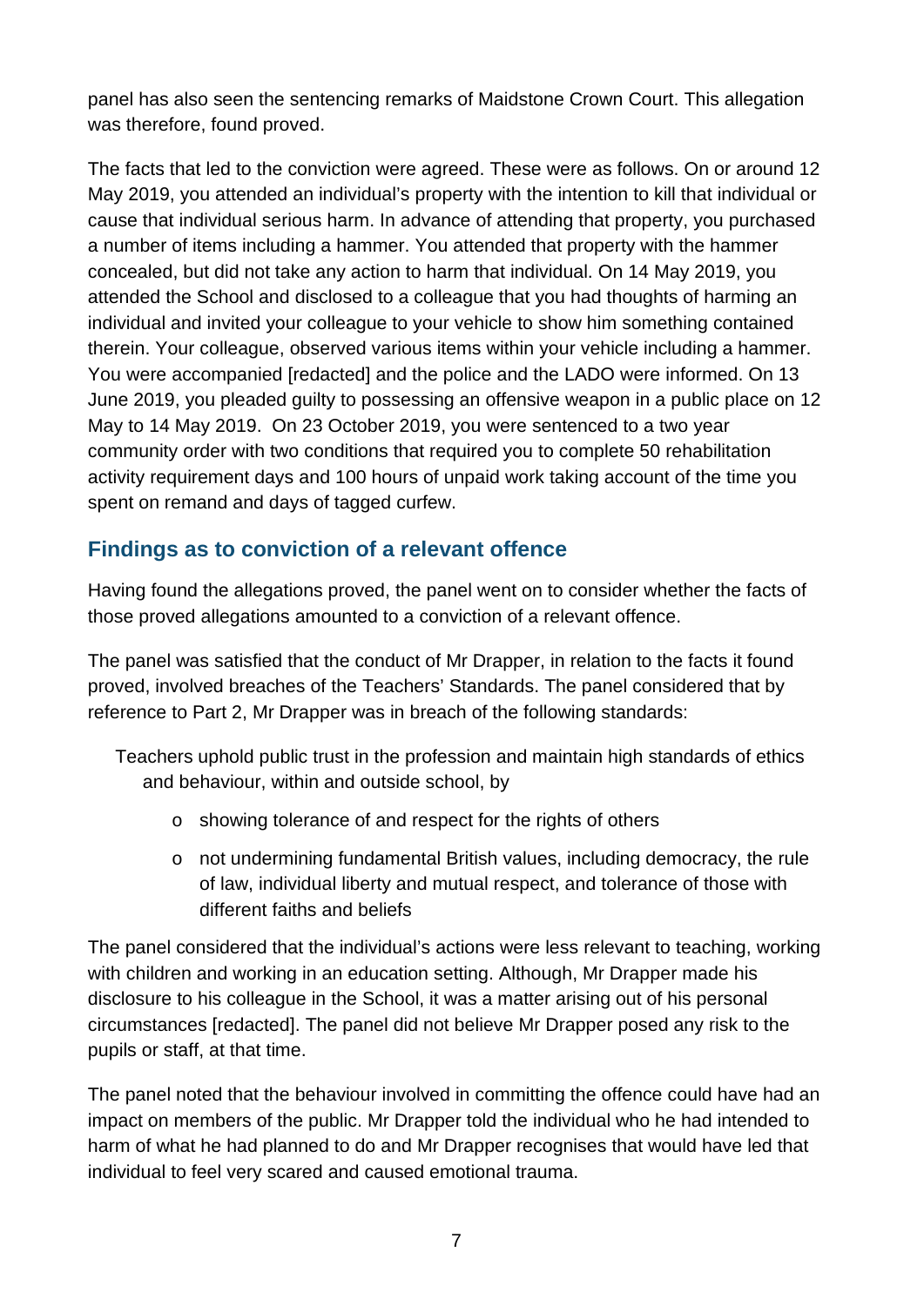panel has also seen the sentencing remarks of Maidstone Crown Court. This allegation was therefore, found proved.

The facts that led to the conviction were agreed. These were as follows. On or around 12 May 2019, you attended an individual's property with the intention to kill that individual or cause that individual serious harm. In advance of attending that property, you purchased a number of items including a hammer. You attended that property with the hammer concealed, but did not take any action to harm that individual. On 14 May 2019, you attended the School and disclosed to a colleague that you had thoughts of harming an individual and invited your colleague to your vehicle to show him something contained therein. Your colleague, observed various items within your vehicle including a hammer. You were accompanied [redacted] and the police and the LADO were informed. On 13 June 2019, you pleaded guilty to possessing an offensive weapon in a public place on 12 May to 14 May 2019. On 23 October 2019, you were sentenced to a two year community order with two conditions that required you to complete 50 rehabilitation activity requirement days and 100 hours of unpaid work taking account of the time you spent on remand and days of tagged curfew.

## Findings as to conviction of a relevant offence

Having found the allegations proved, the panel went on to consider whether the facts of those proved allegations amounted to a conviction of a relevant offence.

The panel was satisfied that the conduct of Mr Drapper, in relation to the facts it found proved, involved breaches of the Teachers' Standards. The panel considered that by reference to Part 2, Mr Drapper was in breach of the following standards:

Teachers uphold public trust in the profession and maintain high standards of ethics and behaviour, within and outside school, by

- showing tolerance of and respect for the rights of others
- not undermining fundamental British values, including democracy, the rule of law, individual liberty and mutual respect, and tolerance of those with different faiths and beliefs

The panel considered that the individual's actions were less relevant to teaching, working with children and working in an education setting. Although, Mr Drapper made his disclosure to his colleague in the School, it was a matter arising out of his personal circumstances [redacted]. The panel did not believe Mr Drapper posed any risk to the pupils or staff, at that time.

The panel noted that the behaviour involved in committing the offence could have had an impact on members of the public. Mr Drapper told the individual who he had intended to harm of what he had planned to do and Mr Drapper recognises that would have led that individual to feel very scared and caused emotional trauma.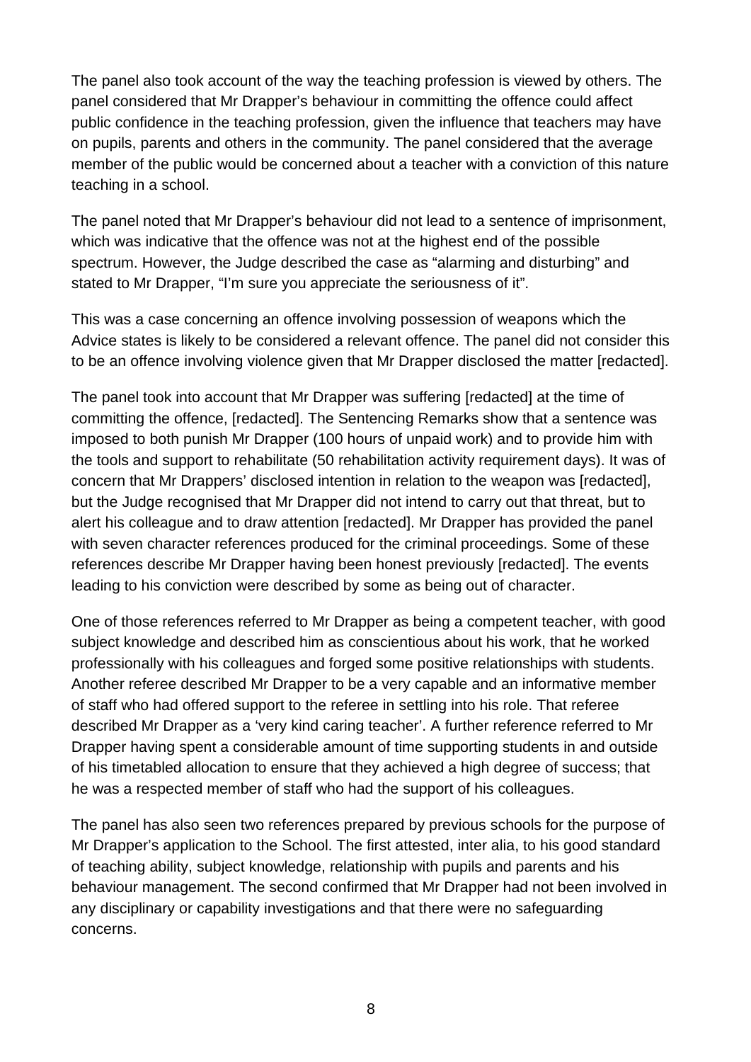The panel also took account of the way the teaching profession is viewed by others. The panel considered that Mr Drapper's behaviour in committing the offence could affect public confidence in the teaching profession, given the influence that teachers may have on pupils, parents and others in the community. The panel considered that the average member of the public would be concerned about a teacher with a conviction of this nature teaching in a school.

The panel noted that Mr Drapper's behaviour did not lead to a sentence of imprisonment, which was indicative that the offence was not at the highest end of the possible spectrum. However, the Judge described the case as "alarming and disturbing" and stated to Mr Drapper, "I'm sure you appreciate the seriousness of it".

This was a case concerning an offence involving possession of weapons which the Advice states is likely to be considered a relevant offence. The panel did not consider this to be an offence involving violence given that Mr Drapper disclosed the matter [redacted].

The panel took into account that Mr Drapper was suffering [redacted] at the time of committing the offence, [redacted]. The Sentencing Remarks show that a sentence was imposed to both punish Mr Drapper (100 hours of unpaid work) and to provide him with the tools and support to rehabilitate (50 rehabilitation activity requirement days). It was of concern that Mr Drappers' disclosed intention in relation to the weapon was [redacted], but the Judge recognised that Mr Drapper did not intend to carry out that threat, but to alert his colleague and to draw attention [redacted]. Mr Drapper has provided the panel with seven character references produced for the criminal proceedings. Some of these references describe Mr Drapper having been honest previously [redacted]. The events leading to his conviction were described by some as being out of character.

One of those references referred to Mr Drapper as being a competent teacher, with good subject knowledge and described him as conscientious about his work, that he worked professionally with his colleagues and forged some positive relationships with students. Another referee described Mr Drapper to be a very capable and an informative member of staff who had offered support to the referee in settling into his role. That referee described Mr Drapper as a 'very kind caring teacher'. A further reference referred to Mr Drapper having spent a considerable amount of time supporting students in and outside of his timetabled allocation to ensure that they achieved a high degree of success; that he was a respected member of staff who had the support of his colleagues.

The panel has also seen two references prepared by previous schools for the purpose of Mr Drapper's application to the School. The first attested, inter alia, to his good standard of teaching ability, subject knowledge, relationship with pupils and parents and his behaviour management. The second confirmed that Mr Drapper had not been involved in any disciplinary or capability investigations and that there were no safeguarding concerns.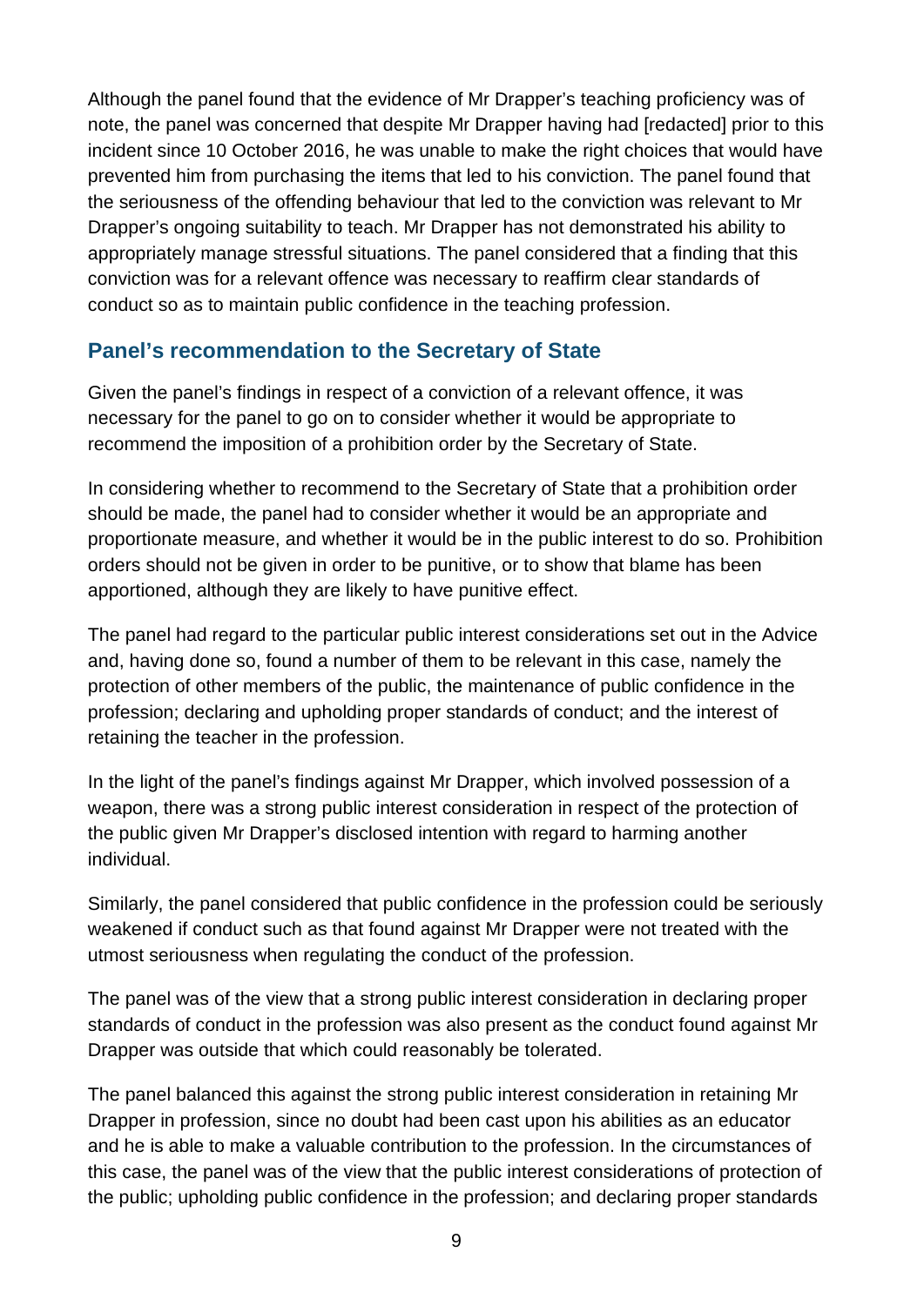Although the panel found that the evidence of Mr Drapper's teaching proficiency was of note, the panel was concerned that despite Mr Drapper having had [redacted] prior to this incident since 10 October 2016, he was unable to make the right choices that would have prevented him from purchasing the items that led to his conviction. The panel found that the seriousness of the offending behaviour that led to the conviction was relevant to Mr Drapper's ongoing suitability to teach. Mr Drapper has not demonstrated his ability to appropriately manage stressful situations. The panel considered that a finding that this conviction was for a relevant offence was necessary to reaffirm clear standards of conduct so as to maintain public confidence in the teaching profession.

## Panel's recommendation to the Secretary of State

Given the panel's findings in respect of a conviction of a relevant offence, it was necessary for the panel to go on to consider whether it would be appropriate to recommend the imposition of a prohibition order by the Secretary of State.

In considering whether to recommend to the Secretary of State that a prohibition order should be made, the panel had to consider whether it would be an appropriate and proportionate measure, and whether it would be in the public interest to do so. Prohibition orders should not be given in order to be punitive, or to show that blame has been apportioned, although they are likely to have punitive effect.

The panel had regard to the particular public interest considerations set out in the Advice and, having done so, found a number of them to be relevant in this case, namely the protection of other members of the public, the maintenance of public confidence in the profession; declaring and upholding proper standards of conduct; and the interest of retaining the teacher in the profession.

In the light of the panel's findings against Mr Drapper, which involved possession of a weapon, there was a strong public interest consideration in respect of the protection of the public given Mr Drapper's disclosed intention with regard to harming another individual.

Similarly, the panel considered that public confidence in the profession could be seriously weakened if conduct such as that found against Mr Drapper were not treated with the utmost seriousness when regulating the conduct of the profession.

The panel was of the view that a strong public interest consideration in declaring proper standards of conduct in the profession was also present as the conduct found against Mr Drapper was outside that which could reasonably be tolerated.

The panel balanced this against the strong public interest consideration in retaining Mr Drapper in profession, since no doubt had been cast upon his abilities as an educator and he is able to make a valuable contribution to the profession. In the circumstances of this case, the panel was of the view that the public interest considerations of protection of the public; upholding public confidence in the profession; and declaring proper standards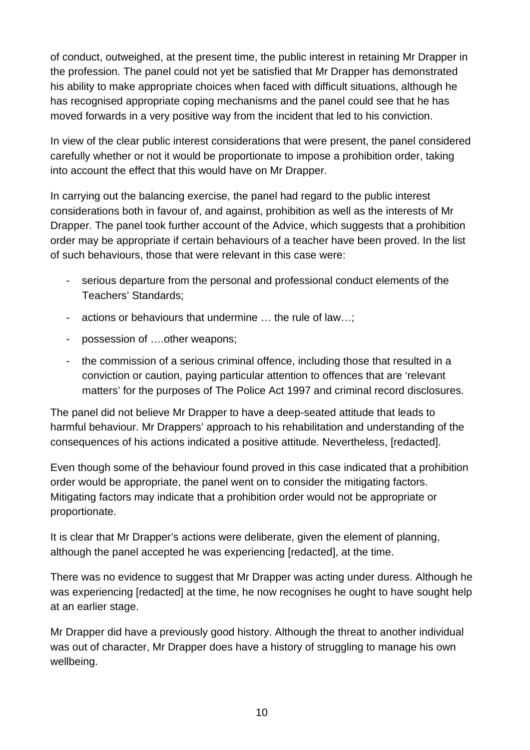of conduct, outweighed, at the present time, the public interest in retaining Mr Drapper in the profession. The panel could not yet be satisfied that Mr Drapper has demonstrated his ability to make appropriate choices when faced with difficult situations, although he has recognised appropriate coping mechanisms and the panel could see that he has moved forwards in a very positive way from the incident that led to his conviction.

In view of the clear public interest considerations that were present, the panel considered carefully whether or not it would be proportionate to impose a prohibition order, taking into account the effect that this would have on Mr Drapper.

In carrying out the balancing exercise, the panel had regard to the public interest considerations both in favour of, and against, prohibition as well as the interests of Mr Drapper. The panel took further account of the Advice, which suggests that a prohibition order may be appropriate if certain behaviours of a teacher have been proved. In the list of such behaviours, those that were relevant in this case were:

- serious departure from the personal and professional conduct elements of the Teachers' Standards;
- actions or behaviours that undermine … the rule of law…;
- possession of ….other weapons;
- the commission of a serious criminal offence, including those that resulted in a conviction or caution, paying particular attention to offences that are 'relevant matters' for the purposes of The Police Act 1997 and criminal record disclosures.

The panel did not believe Mr Drapper to have a deep-seated attitude that leads to harmful behaviour. Mr Drappers' approach to his rehabilitation and understanding of the consequences of his actions indicated a positive attitude. Nevertheless, [redacted].

Even though some of the behaviour found proved in this case indicated that a prohibition order would be appropriate, the panel went on to consider the mitigating factors. Mitigating factors may indicate that a prohibition order would not be appropriate or proportionate.

It is clear that Mr Drapper's actions were deliberate, given the element of planning, although the panel accepted he was experiencing [redacted], at the time.

There was no evidence to suggest that Mr Drapper was acting under duress. Although he was experiencing [redacted] at the time, he now recognises he ought to have sought help at an earlier stage.

Mr Drapper did have a previously good history. Although the threat to another individual was out of character, Mr Drapper does have a history of struggling to manage his own wellbeing.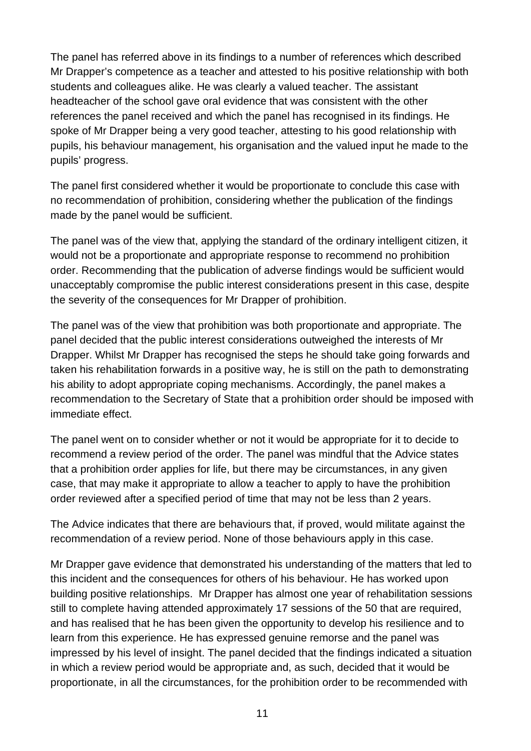The panel has referred above in its findings to a number of references which described Mr Drapper's competence as a teacher and attested to his positive relationship with both students and colleagues alike. He was clearly a valued teacher. The assistant headteacher of the school gave oral evidence that was consistent with the other references the panel received and which the panel has recognised in its findings. He spoke of Mr Drapper being a very good teacher, attesting to his good relationship with pupils, his behaviour management, his organisation and the valued input he made to the pupils' progress.

The panel first considered whether it would be proportionate to conclude this case with no recommendation of prohibition, considering whether the publication of the findings made by the panel would be sufficient.

The panel was of the view that, applying the standard of the ordinary intelligent citizen, it would not be a proportionate and appropriate response to recommend no prohibition order. Recommending that the publication of adverse findings would be sufficient would unacceptably compromise the public interest considerations present in this case, despite the severity of the consequences for Mr Drapper of prohibition.

The panel was of the view that prohibition was both proportionate and appropriate. The panel decided that the public interest considerations outweighed the interests of Mr Drapper. Whilst Mr Drapper has recognised the steps he should take going forwards and taken his rehabilitation forwards in a positive way, he is still on the path to demonstrating his ability to adopt appropriate coping mechanisms. Accordingly, the panel makes a recommendation to the Secretary of State that a prohibition order should be imposed with immediate effect.

The panel went on to consider whether or not it would be appropriate for it to decide to recommend a review period of the order. The panel was mindful that the Advice states that a prohibition order applies for life, but there may be circumstances, in any given case, that may make it appropriate to allow a teacher to apply to have the prohibition order reviewed after a specified period of time that may not be less than 2 years.

The Advice indicates that there are behaviours that, if proved, would militate against the recommendation of a review period. None of those behaviours apply in this case.

Mr Drapper gave evidence that demonstrated his understanding of the matters that led to this incident and the consequences for others of his behaviour. He has worked upon building positive relationships. Mr Drapper has almost one year of rehabilitation sessions still to complete having attended approximately 17 sessions of the 50 that are required, and has realised that he has been given the opportunity to develop his resilience and to learn from this experience. He has expressed genuine remorse and the panel was impressed by his level of insight. The panel decided that the findings indicated a situation in which a review period would be appropriate and, as such, decided that it would be proportionate, in all the circumstances, for the prohibition order to be recommended with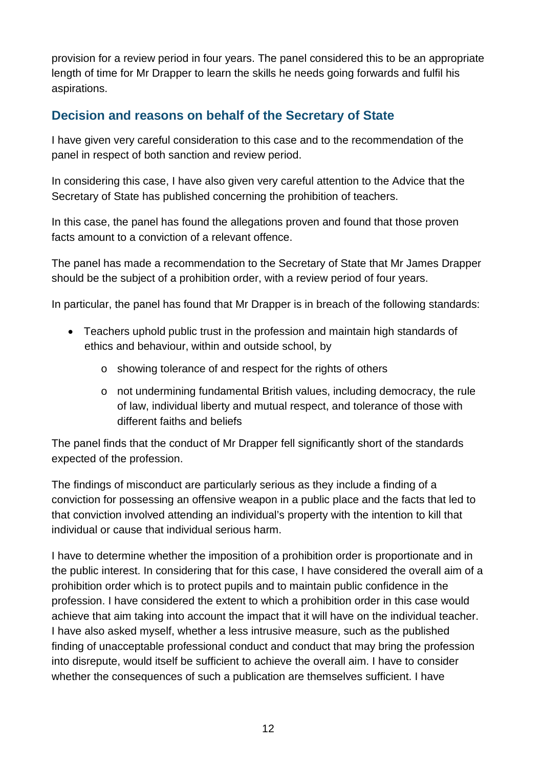provision for a review period in four years. The panel considered this to be an appropriate length of time for Mr Drapper to learn the skills he needs going forwards and fulfil his aspirations.

## Decision and reasons on behalf of the Secretary of State

I have given very careful consideration to this case and to the recommendation of the panel in respect of both sanction and review period.

In considering this case, I have also given very careful attention to the Advice that the Secretary of State has published concerning the prohibition of teachers.

In this case, the panel has found the allegations proven and found that those proven facts amount to a conviction of a relevant offence.

The panel has made a recommendation to the Secretary of State that Mr James Drapper should be the subject of a prohibition order, with a review period of four years.

In particular, the panel has found that Mr Drapper is in breach of the following standards:

- Teachers uphold public trust in the profession and maintain high standards of ethics and behaviour, within and outside school, by
  - showing tolerance of and respect for the rights of others
  - not undermining fundamental British values, including democracy, the rule of law, individual liberty and mutual respect, and tolerance of those with different faiths and beliefs

The panel finds that the conduct of Mr Drapper fell significantly short of the standards expected of the profession.

The findings of misconduct are particularly serious as they include a finding of a conviction for possessing an offensive weapon in a public place and the facts that led to that conviction involved attending an individual's property with the intention to kill that individual or cause that individual serious harm.

I have to determine whether the imposition of a prohibition order is proportionate and in the public interest. In considering that for this case, I have considered the overall aim of a prohibition order which is to protect pupils and to maintain public confidence in the profession. I have considered the extent to which a prohibition order in this case would achieve that aim taking into account the impact that it will have on the individual teacher. I have also asked myself, whether a less intrusive measure, such as the published finding of unacceptable professional conduct and conduct that may bring the profession into disrepute, would itself be sufficient to achieve the overall aim. I have to consider whether the consequences of such a publication are themselves sufficient. I have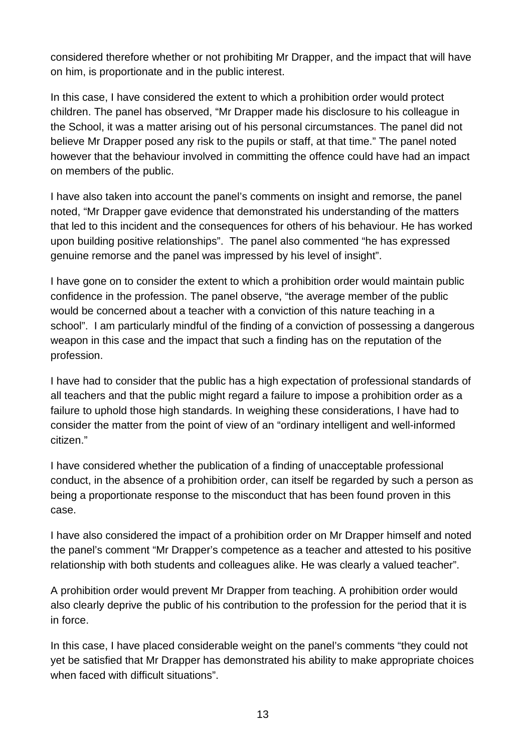considered therefore whether or not prohibiting Mr Drapper, and the impact that will have on him, is proportionate and in the public interest.

In this case, I have considered the extent to which a prohibition order would protect children. The panel has observed, "Mr Drapper made his disclosure to his colleague in the School, it was a matter arising out of his personal circumstances. The panel did not believe Mr Drapper posed any risk to the pupils or staff, at that time." The panel noted however that the behaviour involved in committing the offence could have had an impact on members of the public.

I have also taken into account the panel's comments on insight and remorse, the panel noted, "Mr Drapper gave evidence that demonstrated his understanding of the matters that led to this incident and the consequences for others of his behaviour. He has worked upon building positive relationships". The panel also commented "he has expressed genuine remorse and the panel was impressed by his level of insight".

I have gone on to consider the extent to which a prohibition order would maintain public confidence in the profession. The panel observe, "the average member of the public would be concerned about a teacher with a conviction of this nature teaching in a school". I am particularly mindful of the finding of a conviction of possessing a dangerous weapon in this case and the impact that such a finding has on the reputation of the profession.

I have had to consider that the public has a high expectation of professional standards of all teachers and that the public might regard a failure to impose a prohibition order as a failure to uphold those high standards. In weighing these considerations, I have had to consider the matter from the point of view of an "ordinary intelligent and well-informed citizen."

I have considered whether the publication of a finding of unacceptable professional conduct, in the absence of a prohibition order, can itself be regarded by such a person as being a proportionate response to the misconduct that has been found proven in this case.

I have also considered the impact of a prohibition order on Mr Drapper himself and noted the panel's comment "Mr Drapper's competence as a teacher and attested to his positive relationship with both students and colleagues alike. He was clearly a valued teacher".

A prohibition order would prevent Mr Drapper from teaching. A prohibition order would also clearly deprive the public of his contribution to the profession for the period that it is in force.

In this case, I have placed considerable weight on the panel's comments "they could not yet be satisfied that Mr Drapper has demonstrated his ability to make appropriate choices when faced with difficult situations".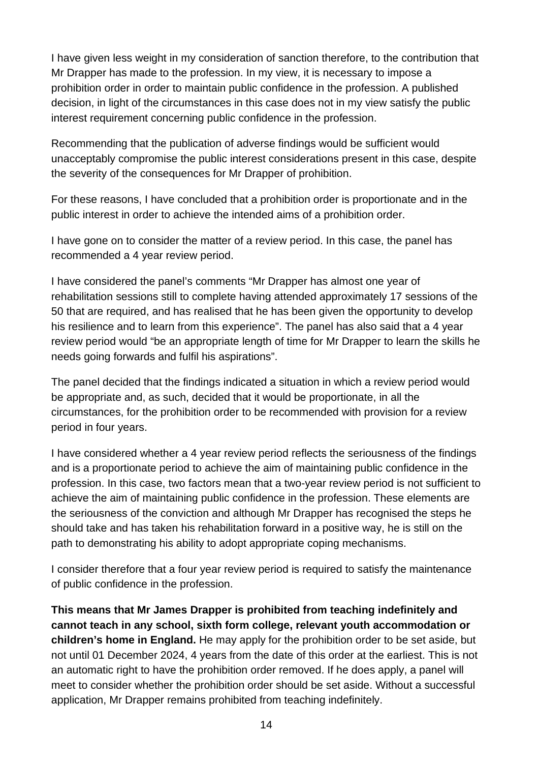I have given less weight in my consideration of sanction therefore, to the contribution that Mr Drapper has made to the profession. In my view, it is necessary to impose a prohibition order in order to maintain public confidence in the profession. A published decision, in light of the circumstances in this case does not in my view satisfy the public interest requirement concerning public confidence in the profession.

Recommending that the publication of adverse findings would be sufficient would unacceptably compromise the public interest considerations present in this case, despite the severity of the consequences for Mr Drapper of prohibition.

For these reasons, I have concluded that a prohibition order is proportionate and in the public interest in order to achieve the intended aims of a prohibition order.

I have gone on to consider the matter of a review period. In this case, the panel has recommended a 4 year review period.

I have considered the panel's comments "Mr Drapper has almost one year of rehabilitation sessions still to complete having attended approximately 17 sessions of the 50 that are required, and has realised that he has been given the opportunity to develop his resilience and to learn from this experience". The panel has also said that a 4 year review period would "be an appropriate length of time for Mr Drapper to learn the skills he needs going forwards and fulfil his aspirations".

The panel decided that the findings indicated a situation in which a review period would be appropriate and, as such, decided that it would be proportionate, in all the circumstances, for the prohibition order to be recommended with provision for a review period in four years.

I have considered whether a 4 year review period reflects the seriousness of the findings and is a proportionate period to achieve the aim of maintaining public confidence in the profession. In this case, two factors mean that a two-year review period is not sufficient to achieve the aim of maintaining public confidence in the profession. These elements are the seriousness of the conviction and although Mr Drapper has recognised the steps he should take and has taken his rehabilitation forward in a positive way, he is still on the path to demonstrating his ability to adopt appropriate coping mechanisms.

I consider therefore that a four year review period is required to satisfy the maintenance of public confidence in the profession.

**This means that Mr James Drapper is prohibited from teaching indefinitely and cannot teach in any school, sixth form college, relevant youth accommodation or children's home in England.** He may apply for the prohibition order to be set aside, but not until 01 December 2024, 4 years from the date of this order at the earliest. This is not an automatic right to have the prohibition order removed. If he does apply, a panel will meet to consider whether the prohibition order should be set aside. Without a successful application, Mr Drapper remains prohibited from teaching indefinitely.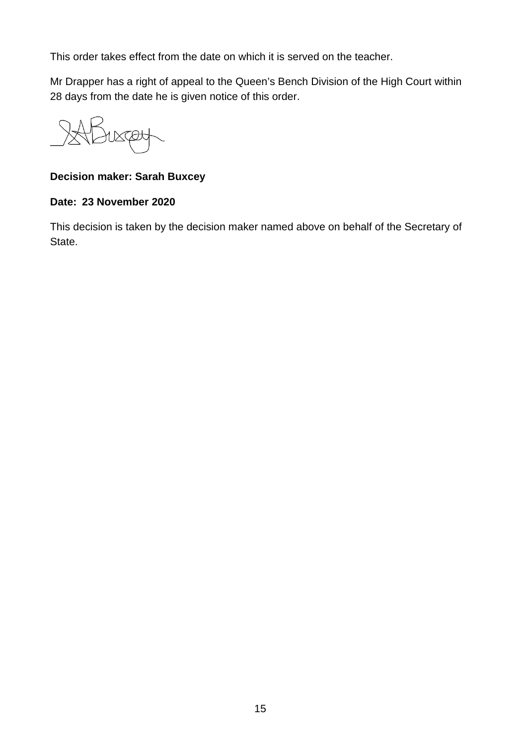This order takes effect from the date on which it is served on the teacher.

Mr Drapper has a right of appeal to the Queen's Bench Division of the High Court within 28 days from the date he is given notice of this order.

**Decision maker: Sarah Buxcey**

**Date: 23 November 2020**

This decision is taken by the decision maker named above on behalf of the Secretary of State.